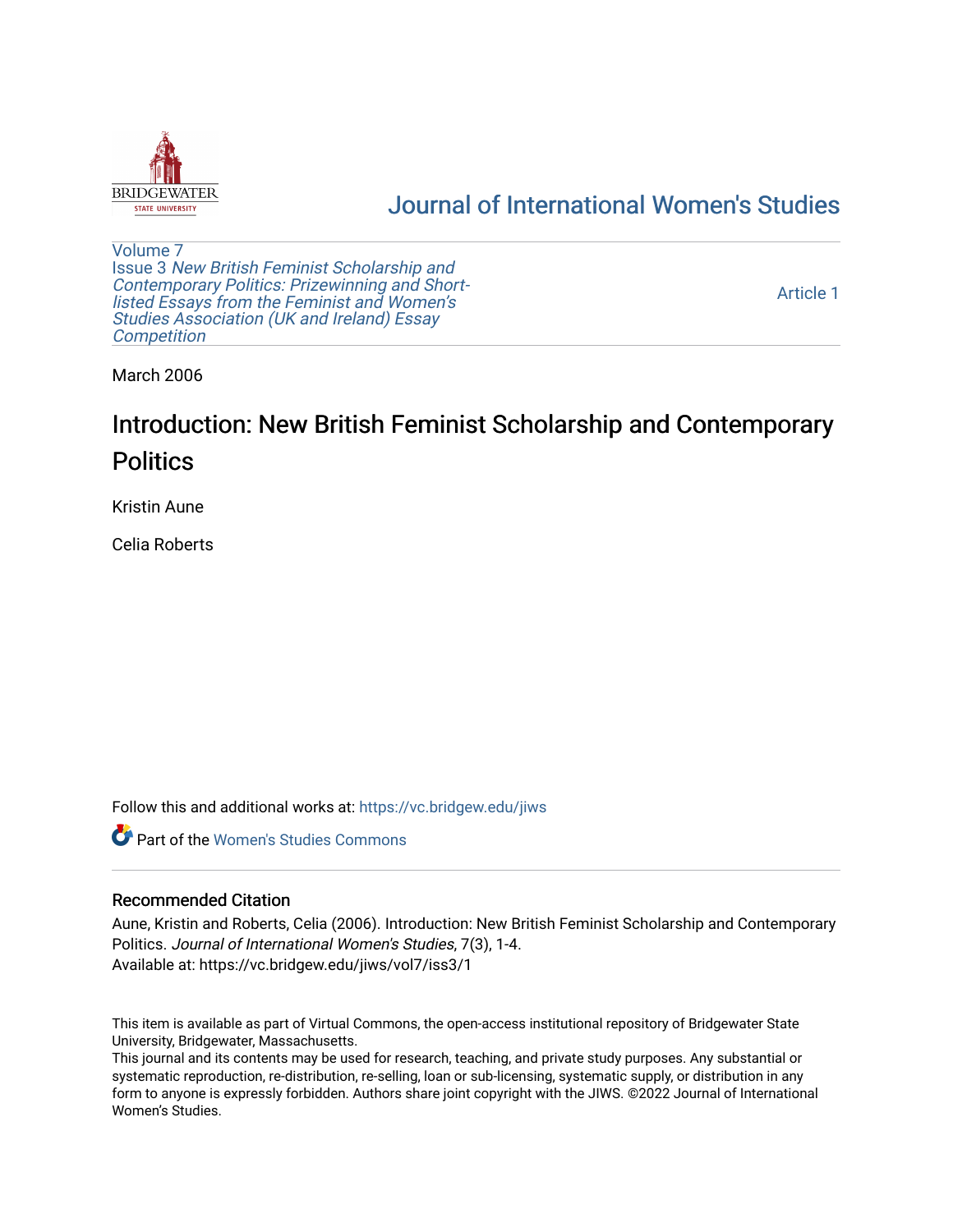BRIDGEWATER STATE UNIVERSITY

# Journal of International Women's Studies

Volume 7
Issue 3 *New British Feminist Scholarship and Contemporary Politics: Prizewinning and Short-listed Essays from the Feminist and Women's Studies Association (UK and Ireland) Essay Competition*

Article 1

March 2006

## Introduction: New British Feminist Scholarship and Contemporary Politics

Kristin Aune

Celia Roberts

Follow this and additional works at: https://vc.bridgew.edu/jiws

Part of the Women's Studies Commons

### Recommended Citation

Aune, Kristin and Roberts, Celia (2006). Introduction: New British Feminist Scholarship and Contemporary Politics. *Journal of International Women's Studies*, 7(3), 1-4.
Available at: https://vc.bridgew.edu/jiws/vol7/iss3/1

This item is available as part of Virtual Commons, the open-access institutional repository of Bridgewater State University, Bridgewater, Massachusetts.
This journal and its contents may be used for research, teaching, and private study purposes. Any substantial or systematic reproduction, re-distribution, re-selling, loan or sub-licensing, systematic supply, or distribution in any form to anyone is expressly forbidden. Authors share joint copyright with the JIWS. ©2022 Journal of International Women's Studies.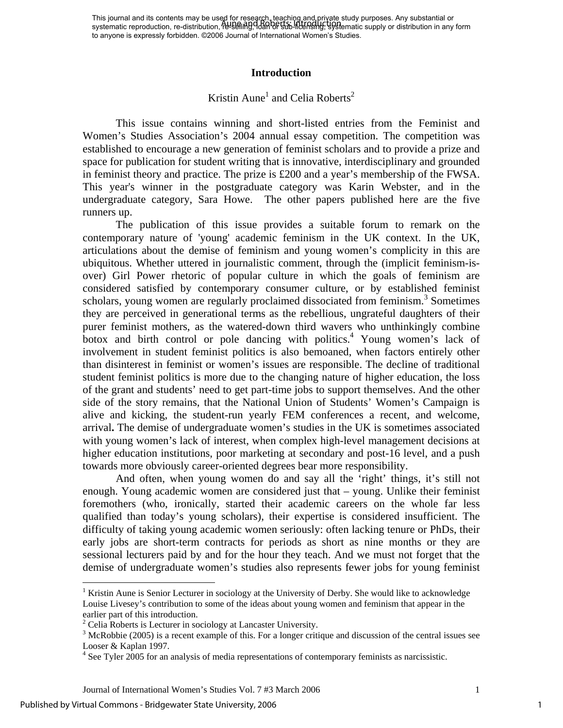# Introduction

Kristin Aune[1] and Celia Roberts[2]

This issue contains winning and short-listed entries from the Feminist and Women's Studies Association's 2004 annual essay competition. The competition was established to encourage a new generation of feminist scholars and to provide a prize and space for publication for student writing that is innovative, interdisciplinary and grounded in feminist theory and practice. The prize is £200 and a year's membership of the FWSA. This year's winner in the postgraduate category was Karin Webster, and in the undergraduate category, Sara Howe. The other papers published here are the five runners up.

The publication of this issue provides a suitable forum to remark on the contemporary nature of 'young' academic feminism in the UK context. In the UK, articulations about the demise of feminism and young women's complicity in this are ubiquitous. Whether uttered in journalistic comment, through the (implicit feminism-is-over) Girl Power rhetoric of popular culture in which the goals of feminism are considered satisfied by contemporary consumer culture, or by established feminist scholars, young women are regularly proclaimed dissociated from feminism.[3] Sometimes they are perceived in generational terms as the rebellious, ungrateful daughters of their purer feminist mothers, as the watered-down third wavers who unthinkingly combine botox and birth control or pole dancing with politics.[4] Young women's lack of involvement in student feminist politics is also bemoaned, when factors entirely other than disinterest in feminist or women's issues are responsible. The decline of traditional student feminist politics is more due to the changing nature of higher education, the loss of the grant and students' need to get part-time jobs to support themselves. And the other side of the story remains, that the National Union of Students' Women's Campaign is alive and kicking, the student-run yearly FEM conferences a recent, and welcome, arrival**.** The demise of undergraduate women's studies in the UK is sometimes associated with young women's lack of interest, when complex high-level management decisions at higher education institutions, poor marketing at secondary and post-16 level, and a push towards more obviously career-oriented degrees bear more responsibility.

And often, when young women do and say all the 'right' things, it's still not enough. Young academic women are considered just that – young. Unlike their feminist foremothers (who, ironically, started their academic careers on the whole far less qualified than today's young scholars), their expertise is considered insufficient. The difficulty of taking young academic women seriously: often lacking tenure or PhDs, their early jobs are short-term contracts for periods as short as nine months or they are sessional lecturers paid by and for the hour they teach. And we must not forget that the demise of undergraduate women's studies also represents fewer jobs for young feminist

---

[1] Kristin Aune is Senior Lecturer in sociology at the University of Derby. She would like to acknowledge Louise Livesey's contribution to some of the ideas about young women and feminism that appear in the earlier part of this introduction.

[2] Celia Roberts is Lecturer in sociology at Lancaster University.

[3] McRobbie (2005) is a recent example of this. For a longer critique and discussion of the central issues see Looser & Kaplan 1997.

[4] See Tyler 2005 for an analysis of media representations of contemporary feminists as narcissistic.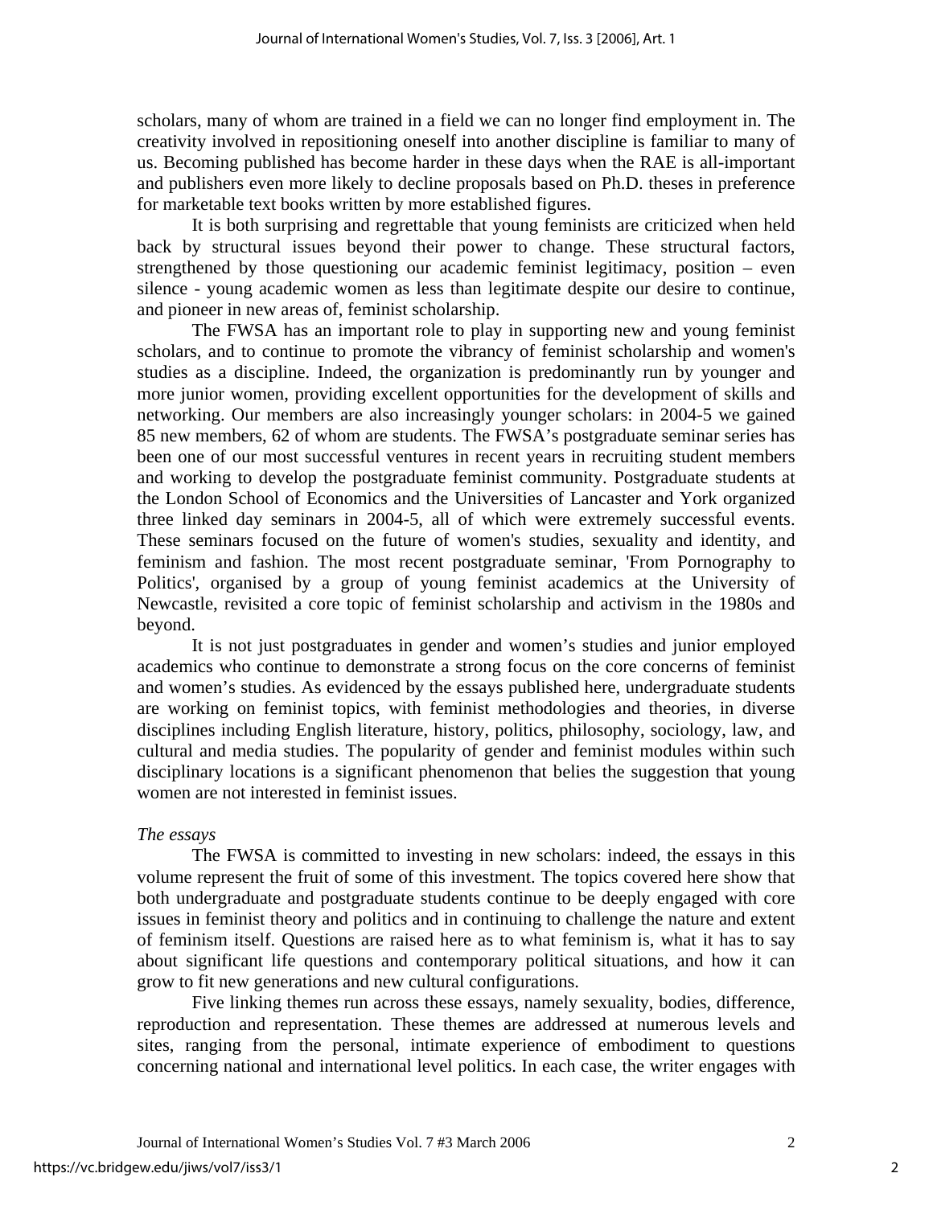scholars, many of whom are trained in a field we can no longer find employment in. The creativity involved in repositioning oneself into another discipline is familiar to many of us. Becoming published has become harder in these days when the RAE is all-important and publishers even more likely to decline proposals based on Ph.D. theses in preference for marketable text books written by more established figures.

It is both surprising and regrettable that young feminists are criticized when held back by structural issues beyond their power to change. These structural factors, strengthened by those questioning our academic feminist legitimacy, position – even silence - young academic women as less than legitimate despite our desire to continue, and pioneer in new areas of, feminist scholarship.

The FWSA has an important role to play in supporting new and young feminist scholars, and to continue to promote the vibrancy of feminist scholarship and women's studies as a discipline. Indeed, the organization is predominantly run by younger and more junior women, providing excellent opportunities for the development of skills and networking. Our members are also increasingly younger scholars: in 2004-5 we gained 85 new members, 62 of whom are students. The FWSA's postgraduate seminar series has been one of our most successful ventures in recent years in recruiting student members and working to develop the postgraduate feminist community. Postgraduate students at the London School of Economics and the Universities of Lancaster and York organized three linked day seminars in 2004-5, all of which were extremely successful events. These seminars focused on the future of women's studies, sexuality and identity, and feminism and fashion. The most recent postgraduate seminar, 'From Pornography to Politics', organised by a group of young feminist academics at the University of Newcastle, revisited a core topic of feminist scholarship and activism in the 1980s and beyond.

It is not just postgraduates in gender and women's studies and junior employed academics who continue to demonstrate a strong focus on the core concerns of feminist and women's studies. As evidenced by the essays published here, undergraduate students are working on feminist topics, with feminist methodologies and theories, in diverse disciplines including English literature, history, politics, philosophy, sociology, law, and cultural and media studies. The popularity of gender and feminist modules within such disciplinary locations is a significant phenomenon that belies the suggestion that young women are not interested in feminist issues.

*The essays*

The FWSA is committed to investing in new scholars: indeed, the essays in this volume represent the fruit of some of this investment. The topics covered here show that both undergraduate and postgraduate students continue to be deeply engaged with core issues in feminist theory and politics and in continuing to challenge the nature and extent of feminism itself. Questions are raised here as to what feminism is, what it has to say about significant life questions and contemporary political situations, and how it can grow to fit new generations and new cultural configurations.

Five linking themes run across these essays, namely sexuality, bodies, difference, reproduction and representation. These themes are addressed at numerous levels and sites, ranging from the personal, intimate experience of embodiment to questions concerning national and international level politics. In each case, the writer engages with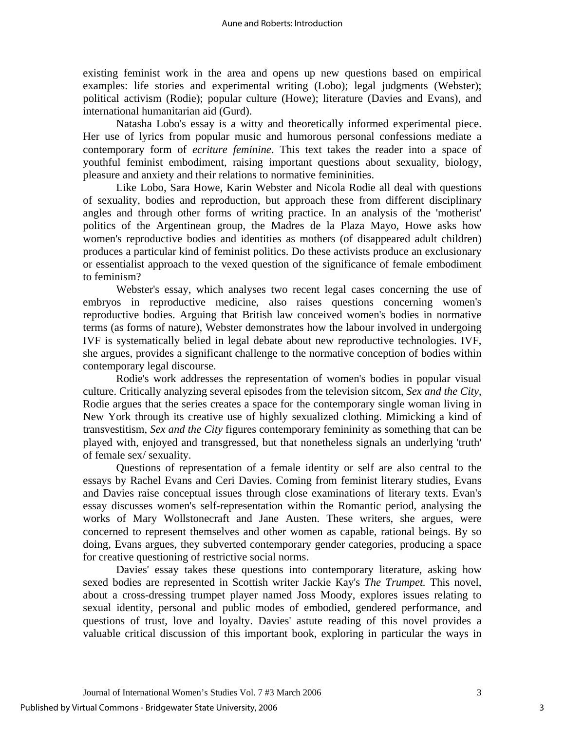existing feminist work in the area and opens up new questions based on empirical examples: life stories and experimental writing (Lobo); legal judgments (Webster); political activism (Rodie); popular culture (Howe); literature (Davies and Evans), and international humanitarian aid (Gurd).

Natasha Lobo's essay is a witty and theoretically informed experimental piece. Her use of lyrics from popular music and humorous personal confessions mediate a contemporary form of *ecriture feminine*. This text takes the reader into a space of youthful feminist embodiment, raising important questions about sexuality, biology, pleasure and anxiety and their relations to normative femininities.

Like Lobo, Sara Howe, Karin Webster and Nicola Rodie all deal with questions of sexuality, bodies and reproduction, but approach these from different disciplinary angles and through other forms of writing practice. In an analysis of the 'motherist' politics of the Argentinean group, the Madres de la Plaza Mayo, Howe asks how women's reproductive bodies and identities as mothers (of disappeared adult children) produces a particular kind of feminist politics. Do these activists produce an exclusionary or essentialist approach to the vexed question of the significance of female embodiment to feminism?

Webster's essay, which analyses two recent legal cases concerning the use of embryos in reproductive medicine, also raises questions concerning women's reproductive bodies. Arguing that British law conceived women's bodies in normative terms (as forms of nature), Webster demonstrates how the labour involved in undergoing IVF is systematically belied in legal debate about new reproductive technologies. IVF, she argues, provides a significant challenge to the normative conception of bodies within contemporary legal discourse.

Rodie's work addresses the representation of women's bodies in popular visual culture. Critically analyzing several episodes from the television sitcom, *Sex and the City*, Rodie argues that the series creates a space for the contemporary single woman living in New York through its creative use of highly sexualized clothing. Mimicking a kind of transvestitism, *Sex and the City* figures contemporary femininity as something that can be played with, enjoyed and transgressed, but that nonetheless signals an underlying 'truth' of female sex/ sexuality.

Questions of representation of a female identity or self are also central to the essays by Rachel Evans and Ceri Davies. Coming from feminist literary studies, Evans and Davies raise conceptual issues through close examinations of literary texts. Evan's essay discusses women's self-representation within the Romantic period, analysing the works of Mary Wollstonecraft and Jane Austen. These writers, she argues, were concerned to represent themselves and other women as capable, rational beings. By so doing, Evans argues, they subverted contemporary gender categories, producing a space for creative questioning of restrictive social norms.

Davies' essay takes these questions into contemporary literature, asking how sexed bodies are represented in Scottish writer Jackie Kay's *The Trumpet.* This novel, about a cross-dressing trumpet player named Joss Moody, explores issues relating to sexual identity, personal and public modes of embodied, gendered performance, and questions of trust, love and loyalty. Davies' astute reading of this novel provides a valuable critical discussion of this important book, exploring in particular the ways in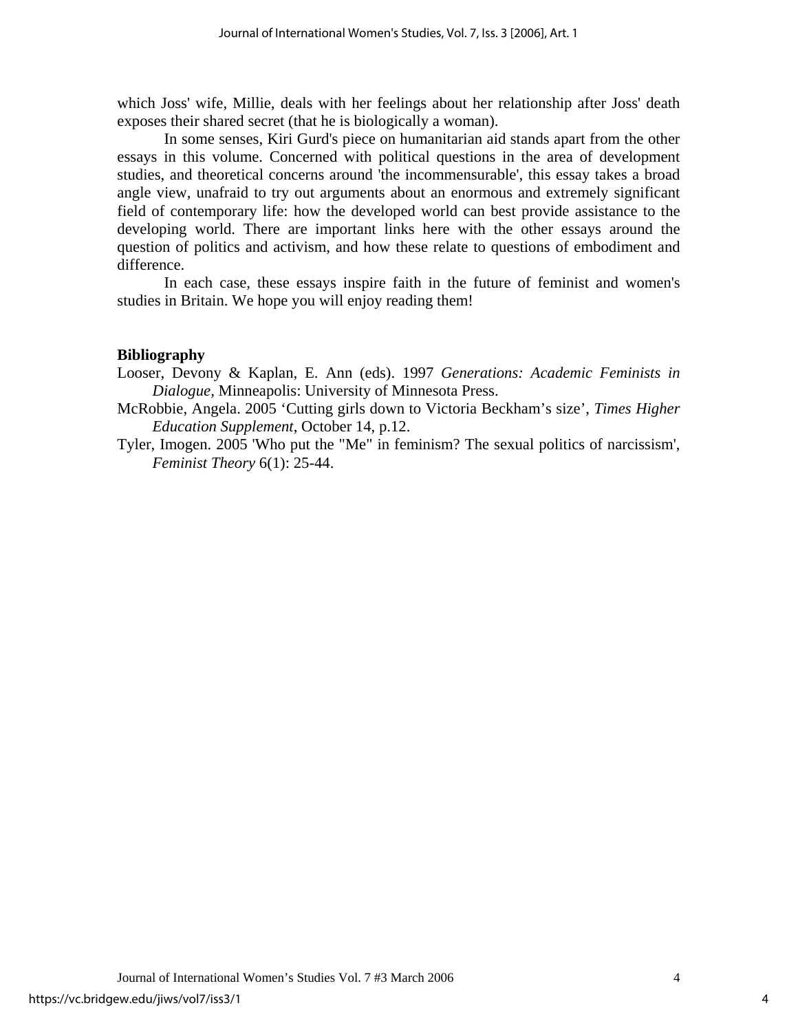which Joss' wife, Millie, deals with her feelings about her relationship after Joss' death exposes their shared secret (that he is biologically a woman).

In some senses, Kiri Gurd's piece on humanitarian aid stands apart from the other essays in this volume. Concerned with political questions in the area of development studies, and theoretical concerns around 'the incommensurable', this essay takes a broad angle view, unafraid to try out arguments about an enormous and extremely significant field of contemporary life: how the developed world can best provide assistance to the developing world. There are important links here with the other essays around the question of politics and activism, and how these relate to questions of embodiment and difference.

In each case, these essays inspire faith in the future of feminist and women's studies in Britain. We hope you will enjoy reading them!

## Bibliography

Looser, Devony & Kaplan, E. Ann (eds). 1997 *Generations: Academic Feminists in Dialogue*, Minneapolis: University of Minnesota Press.

McRobbie, Angela. 2005 'Cutting girls down to Victoria Beckham's size', *Times Higher Education Supplement*, October 14, p.12.

Tyler, Imogen. 2005 'Who put the "Me" in feminism? The sexual politics of narcissism', *Feminist Theory* 6(1): 25-44.